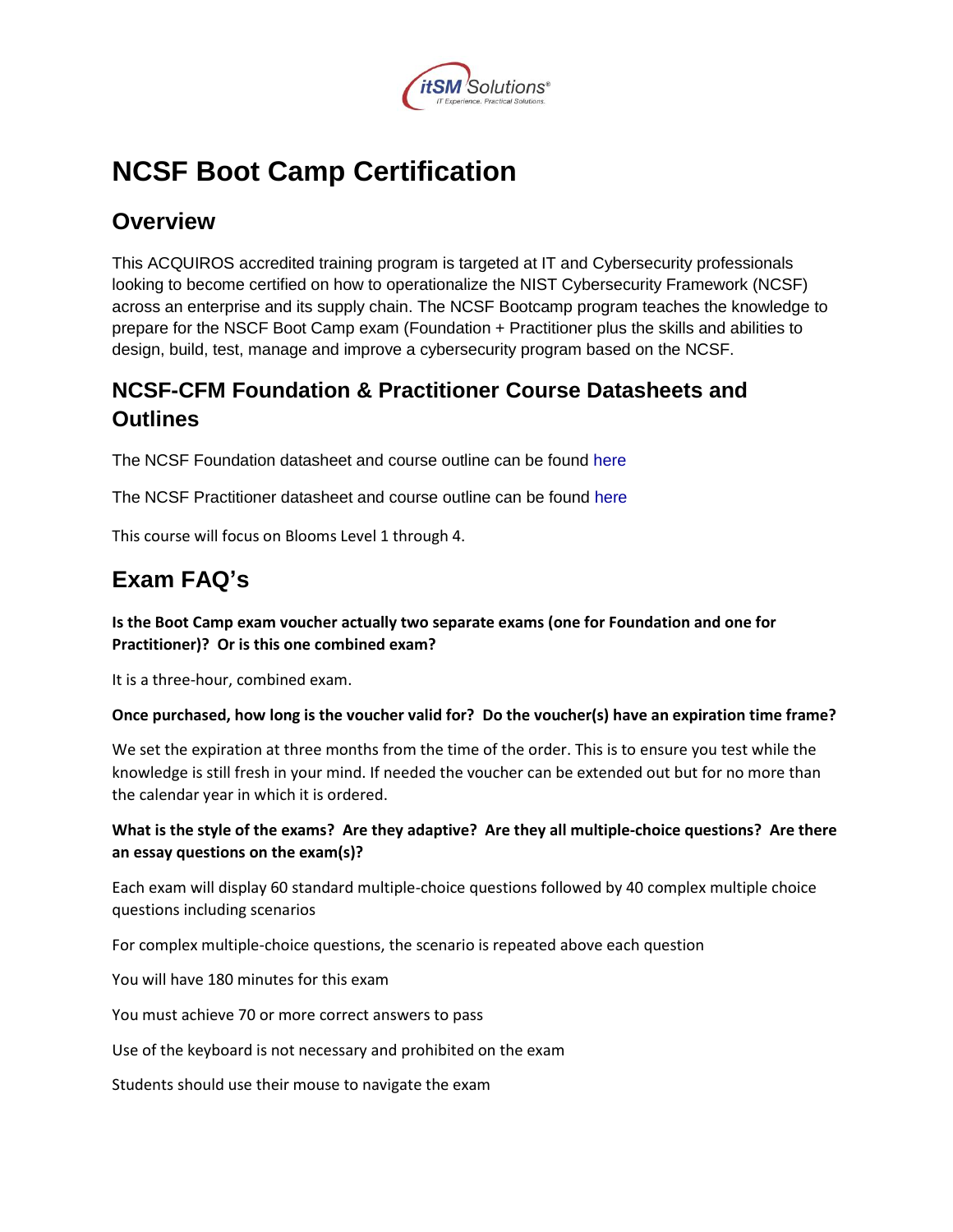# NCSF Boot Camp Certification

## Overview

This ACQUIROS accredited training program is targeted at IT and Cybersecurity professionals looking to become certified on how to operationalize the NIST Cybersecurity Framework (NCSF) across an enterprise and its supply chain. The NCSF Bootcamp program teaches the knowledge to prepare for the NSCF Boot Camp exam (Foundation + Practitioner plus the skills and abilities to design, build, test, manage and improve a cybersecurity program based on the NCSF.

## NCSF-CFM Foundation & Practitioner Course Datasheets and Outlines

The NCSF Foundation datasheet and course outline can be found here

The NCSF Practitioner datasheet and course outline can be found here

This course will focus on Blooms Level 1 through 4.

## Exam FAQ's

**Is the Boot Camp exam voucher actually two separate exams (one for Foundation and one for Practitioner)? Or is this one combined exam?**

It is a three-hour, combined exam.

**Once purchased, how long is the voucher valid for? Do the voucher(s) have an expiration time frame?**

We set the expiration at three months from the time of the order. This is to ensure you test while the knowledge is still fresh in your mind. If needed the voucher can be extended out but for no more than the calendar year in which it is ordered.

**What is the style of the exams? Are they adaptive? Are they all multiple-choice questions? Are there an essay questions on the exam(s)?**

Each exam will display 60 standard multiple-choice questions followed by 40 complex multiple choice questions including scenarios

For complex multiple-choice questions, the scenario is repeated above each question

You will have 180 minutes for this exam

You must achieve 70 or more correct answers to pass

Use of the keyboard is not necessary and prohibited on the exam

Students should use their mouse to navigate the exam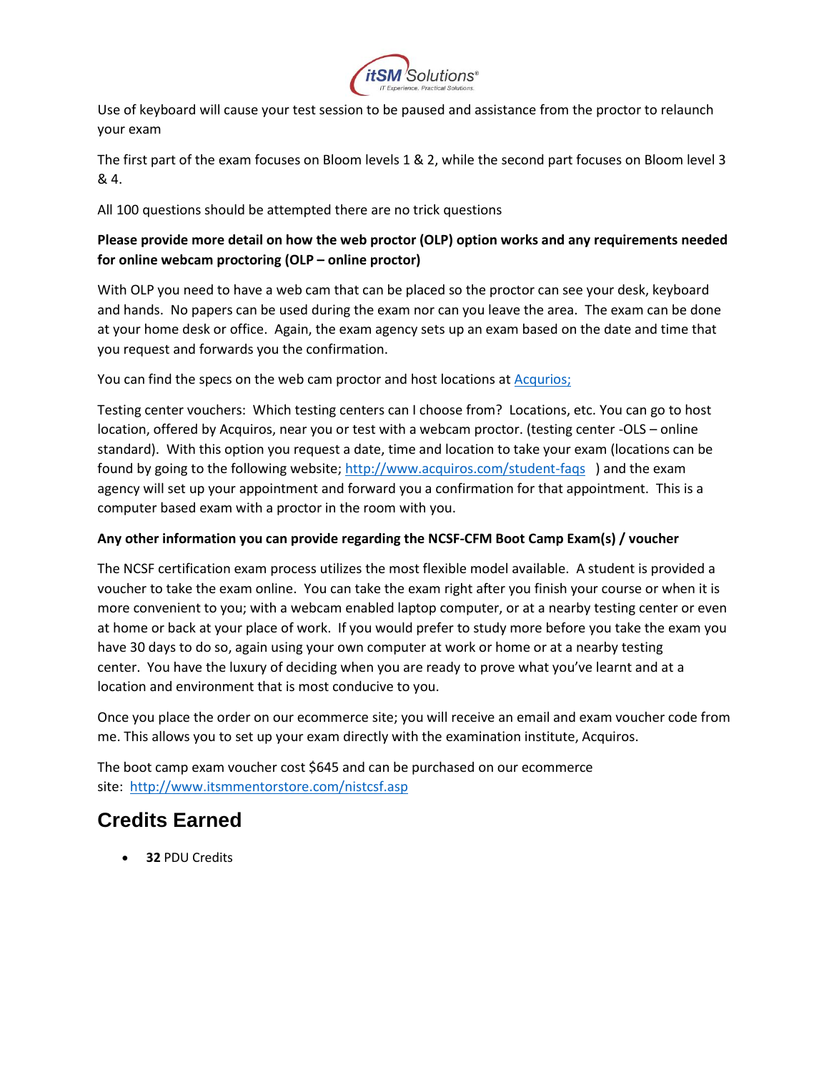Use of keyboard will cause your test session to be paused and assistance from the proctor to relaunch your exam

The first part of the exam focuses on Bloom levels 1 & 2, while the second part focuses on Bloom level 3 & 4.

All 100 questions should be attempted there are no trick questions

**Please provide more detail on how the web proctor (OLP) option works and any requirements needed for online webcam proctoring (OLP – online proctor)**

With OLP you need to have a web cam that can be placed so the proctor can see your desk, keyboard and hands. No papers can be used during the exam nor can you leave the area. The exam can be done at your home desk or office. Again, the exam agency sets up an exam based on the date and time that you request and forwards you the confirmation.

You can find the specs on the web cam proctor and host locations at [Acqurios;]()

Testing center vouchers: Which testing centers can I choose from? Locations, etc. You can go to host location, offered by Acquiros, near you or test with a webcam proctor. (testing center -OLS – online standard). With this option you request a date, time and location to take your exam (locations can be found by going to the following website; [http://www.acquiros.com/student-faqs](http://www.acquiros.com/student-faqs) ) and the exam agency will set up your appointment and forward you a confirmation for that appointment. This is a computer based exam with a proctor in the room with you.

**Any other information you can provide regarding the NCSF-CFM Boot Camp Exam(s) / voucher**

The NCSF certification exam process utilizes the most flexible model available. A student is provided a voucher to take the exam online. You can take the exam right after you finish your course or when it is more convenient to you; with a webcam enabled laptop computer, or at a nearby testing center or even at home or back at your place of work. If you would prefer to study more before you take the exam you have 30 days to do so, again using your own computer at work or home or at a nearby testing center. You have the luxury of deciding when you are ready to prove what you've learnt and at a location and environment that is most conducive to you.

Once you place the order on our ecommerce site; you will receive an email and exam voucher code from me. This allows you to set up your exam directly with the examination institute, Acquiros.

The boot camp exam voucher cost $645 and can be purchased on our ecommerce site: [http://www.itsmmentorstore.com/nistcsf.asp](http://www.itsmmentorstore.com/nistcsf.asp)

## Credits Earned

- **32** PDU Credits